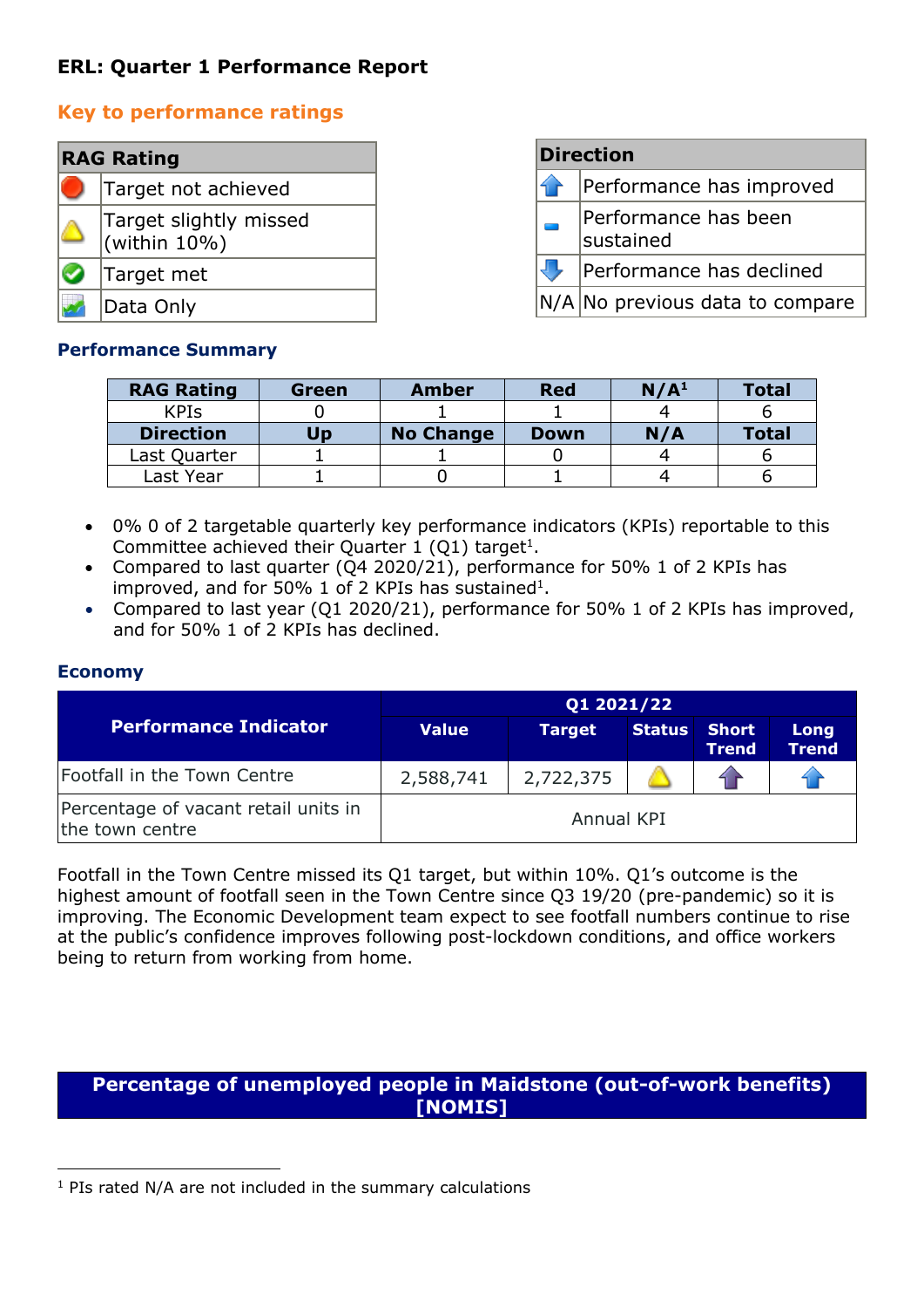**ERL: Quarter 1 Performance Report**

## Key to performance ratings

| RAG Rating | |
|---|---|
| Red | Target not achieved |
| Amber | Target slightly missed (within 10%) |
| Green | Target met |
| Data | Data Only |

| Direction | |
|---|---|
| Up | Performance has improved |
| No change | Performance has been sustained |
| Down | Performance has declined |
| N/A | No previous data to compare |

### Performance Summary

| RAG Rating | Green | Amber | Red | N/A[1] | Total |
|---|---|---|---|---|---|
| KPIs | 0 | 1 | 1 | 4 | 6 |
| **Direction** | **Up** | **No Change** | **Down** | **N/A** | **Total** |
| Last Quarter | 1 | 1 | 0 | 4 | 6 |
| Last Year | 1 | 0 | 1 | 4 | 6 |

- 0% 0 of 2 targetable quarterly key performance indicators (KPIs) reportable to this Committee achieved their Quarter 1 (Q1) target[1].
- Compared to last quarter (Q4 2020/21), performance for 50% 1 of 2 KPIs has improved, and for 50% 1 of 2 KPIs has sustained[1].
- Compared to last year (Q1 2020/21), performance for 50% 1 of 2 KPIs has improved, and for 50% 1 of 2 KPIs has declined.

### Economy

| Performance Indicator | Q1 2021/22 | | | | |
|---|---|---|---|---|---|
| | Value | Target | Status | Short Trend | Long Trend |
| Footfall in the Town Centre | 2,588,741 | 2,722,375 | Amber | Up | Up |
| Percentage of vacant retail units in the town centre | Annual KPI | | | | |

Footfall in the Town Centre missed its Q1 target, but within 10%. Q1's outcome is the highest amount of footfall seen in the Town Centre since Q3 19/20 (pre-pandemic) so it is improving. The Economic Development team expect to see footfall numbers continue to rise at the public's confidence improves following post-lockdown conditions, and office workers being to return from working from home.

**Percentage of unemployed people in Maidstone (out-of-work benefits) [NOMIS]**

[1] PIs rated N/A are not included in the summary calculations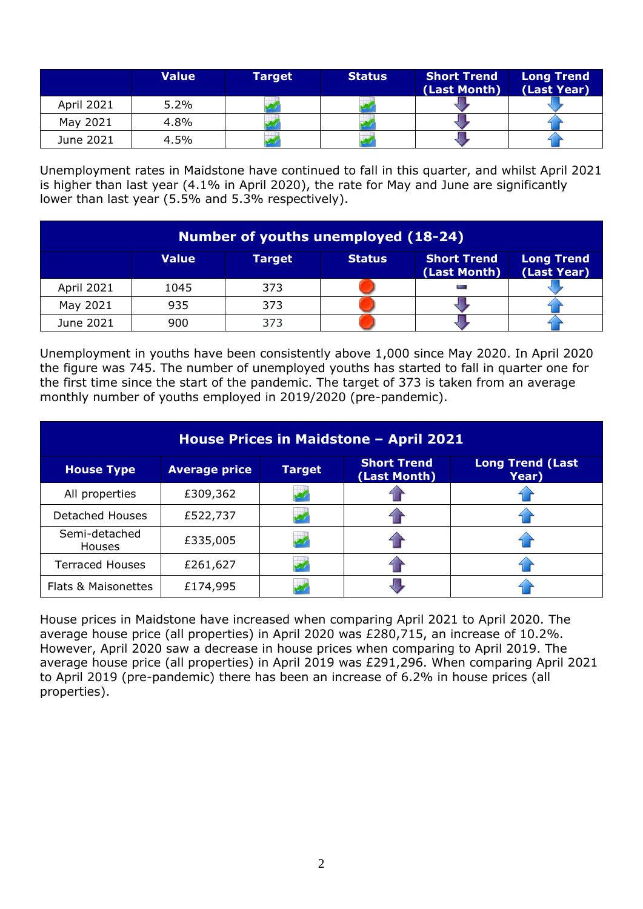| | Value | Target | Status | Short Trend (Last Month) | Long Trend (Last Year) |
|---|---|---|---|---|---|
| April 2021 | 5.2% | | | ↓ | ↓ |
| May 2021 | 4.8% | | | ↓ | ↑ |
| June 2021 | 4.5% | | | ↓ | ↑ |

Unemployment rates in Maidstone have continued to fall in this quarter, and whilst April 2021 is higher than last year (4.1% in April 2020), the rate for May and June are significantly lower than last year (5.5% and 5.3% respectively).

| Number of youths unemployed (18-24) | | | | | |
|---|---|---|---|---|---|
| | **Value** | **Target** | **Status** | **Short Trend (Last Month)** | **Long Trend (Last Year)** |
| April 2021 | 1045 | 373 | | – | ↓ |
| May 2021 | 935 | 373 | | ↓ | ↑ |
| June 2021 | 900 | 373 | | ↓ | ↑ |

Unemployment in youths have been consistently above 1,000 since May 2020. In April 2020 the figure was 745. The number of unemployed youths has started to fall in quarter one for the first time since the start of the pandemic. The target of 373 is taken from an average monthly number of youths employed in 2019/2020 (pre-pandemic).

| House Prices in Maidstone – April 2021 | | | | |
|---|---|---|---|---|
| **House Type** | **Average price** | **Target** | **Short Trend (Last Month)** | **Long Trend (Last Year)** |
| All properties | £309,362 | | ↑ | ↑ |
| Detached Houses | £522,737 | | ↑ | ↑ |
| Semi-detached Houses | £335,005 | | ↑ | ↑ |
| Terraced Houses | £261,627 | | ↑ | ↑ |
| Flats & Maisonettes | £174,995 | | ↓ | ↑ |

House prices in Maidstone have increased when comparing April 2021 to April 2020. The average house price (all properties) in April 2020 was £280,715, an increase of 10.2%. However, April 2020 saw a decrease in house prices when comparing to April 2019. The average house price (all properties) in April 2019 was £291,296. When comparing April 2021 to April 2019 (pre-pandemic) there has been an increase of 6.2% in house prices (all properties).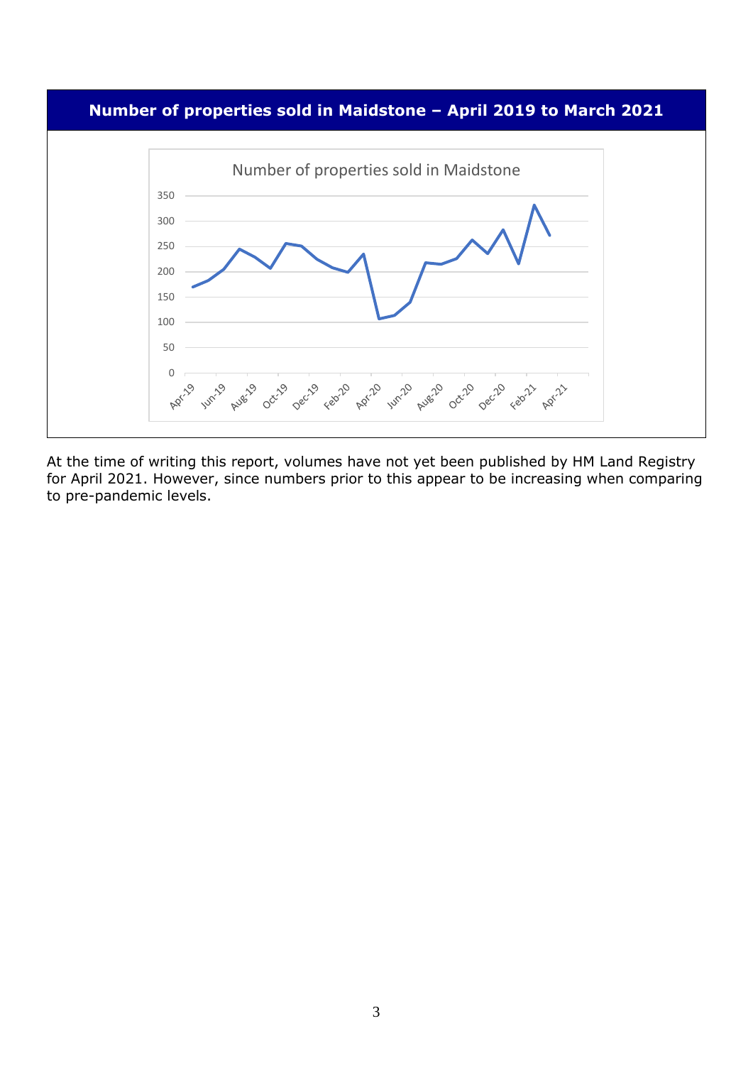## Number of properties sold in Maidstone – April 2019 to March 2021

Number of properties sold in Maidstone

350
300
250
200
150
100
50
0

Apr-19
Jun-19
Aug-19
Oct-19
Dec-19
Feb-20
Apr-20
Jun-20
Aug-20
Oct-20
Dec-20
Feb-21
Apr-21

At the time of writing this report, volumes have not yet been published by HM Land Registry for April 2021. However, since numbers prior to this appear to be increasing when comparing to pre-pandemic levels.